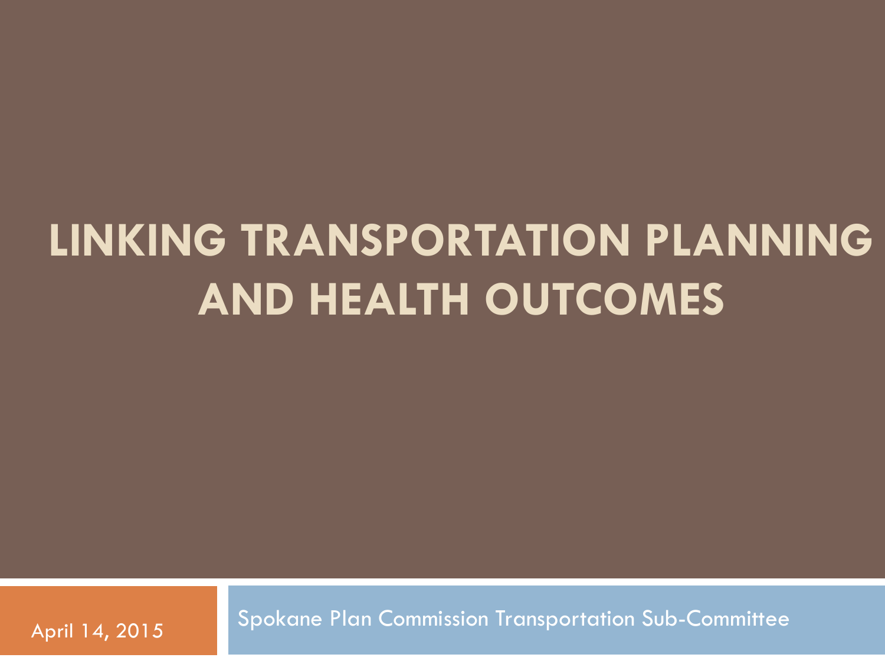# LINKING TRANSPORTATION PLANNING AND HEALTH OUTCOMES

April 14, 2015

Spokane Plan Commission Transportation Sub-Committee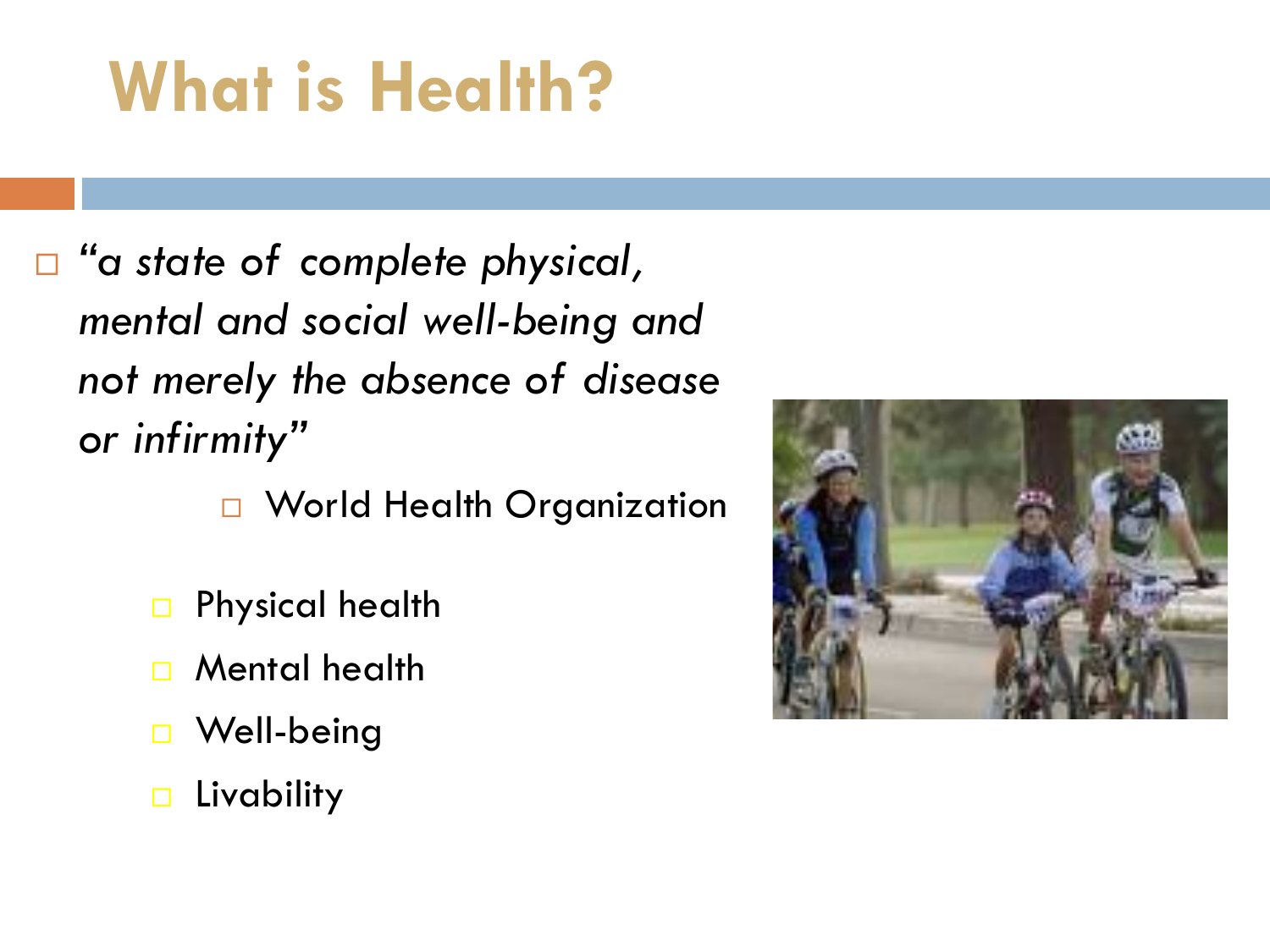# What is Health?

- *"a state of complete physical, mental and social well-being and not merely the absence of disease or infirmity"*
  - World Health Organization
    - Physical health
    - Mental health
    - Well-being
    - Livability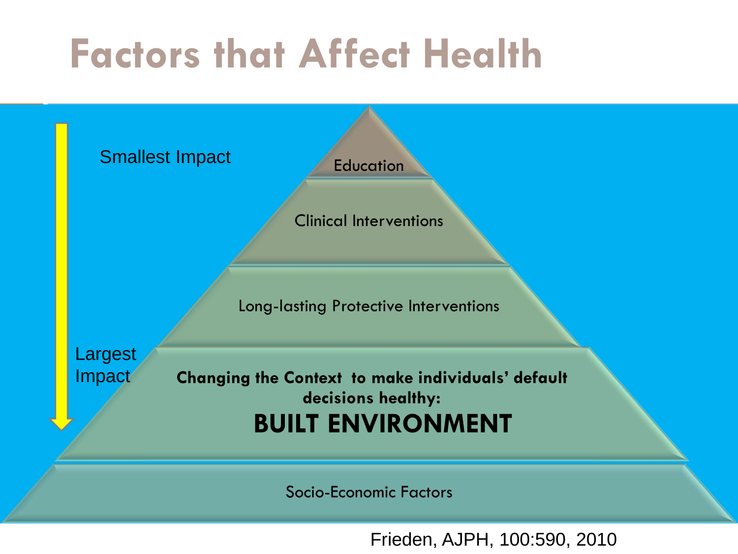# Factors that Affect Health

Smallest Impact

Education

Clinical Interventions

Long-lasting Protective Interventions

Largest Impact

**Changing the Context to make individuals' default decisions healthy:**

**BUILT ENVIRONMENT**

Socio-Economic Factors

Frieden, AJPH, 100:590, 2010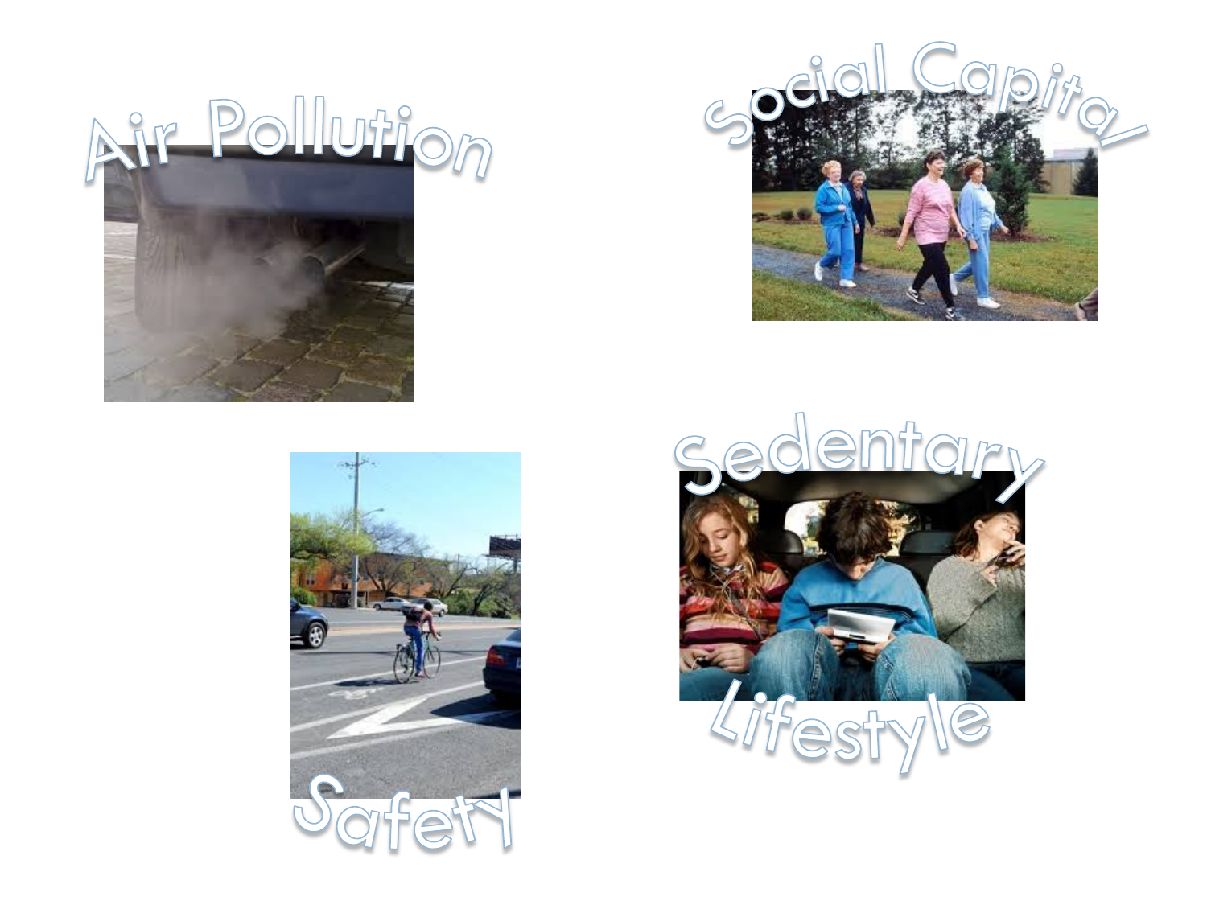Air Pollution

Social Capital

Safety

Sedentary Lifestyle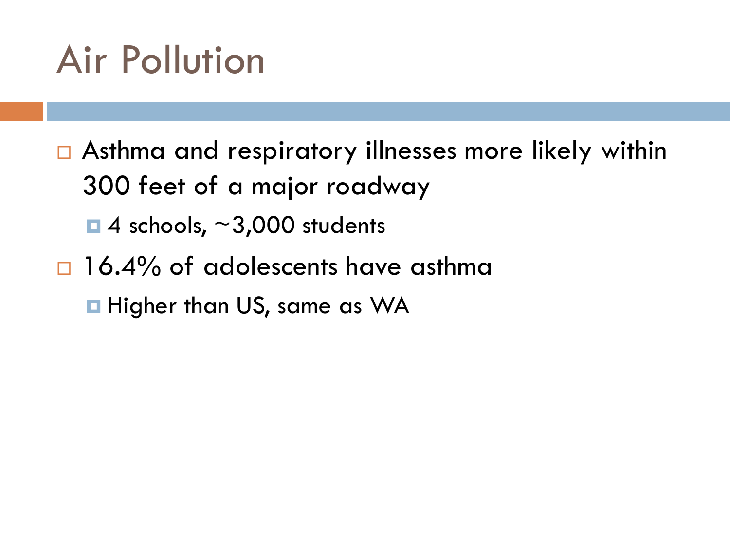# Air Pollution

- Asthma and respiratory illnesses more likely within 300 feet of a major roadway
  - 4 schools, ~3,000 students
- 16.4% of adolescents have asthma
  - Higher than US, same as WA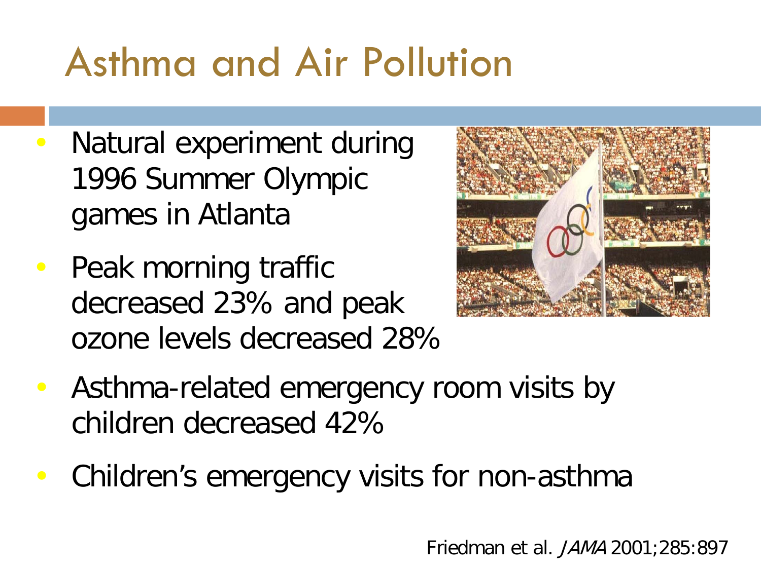# Asthma and Air Pollution

- Natural experiment during 1996 Summer Olympic games in Atlanta
- Peak morning traffic decreased 23% and peak ozone levels decreased 28%
- Asthma-related emergency room visits by children decreased 42%
- Children's emergency visits for non-asthma

Friedman et al. *JAMA* 2001;285:897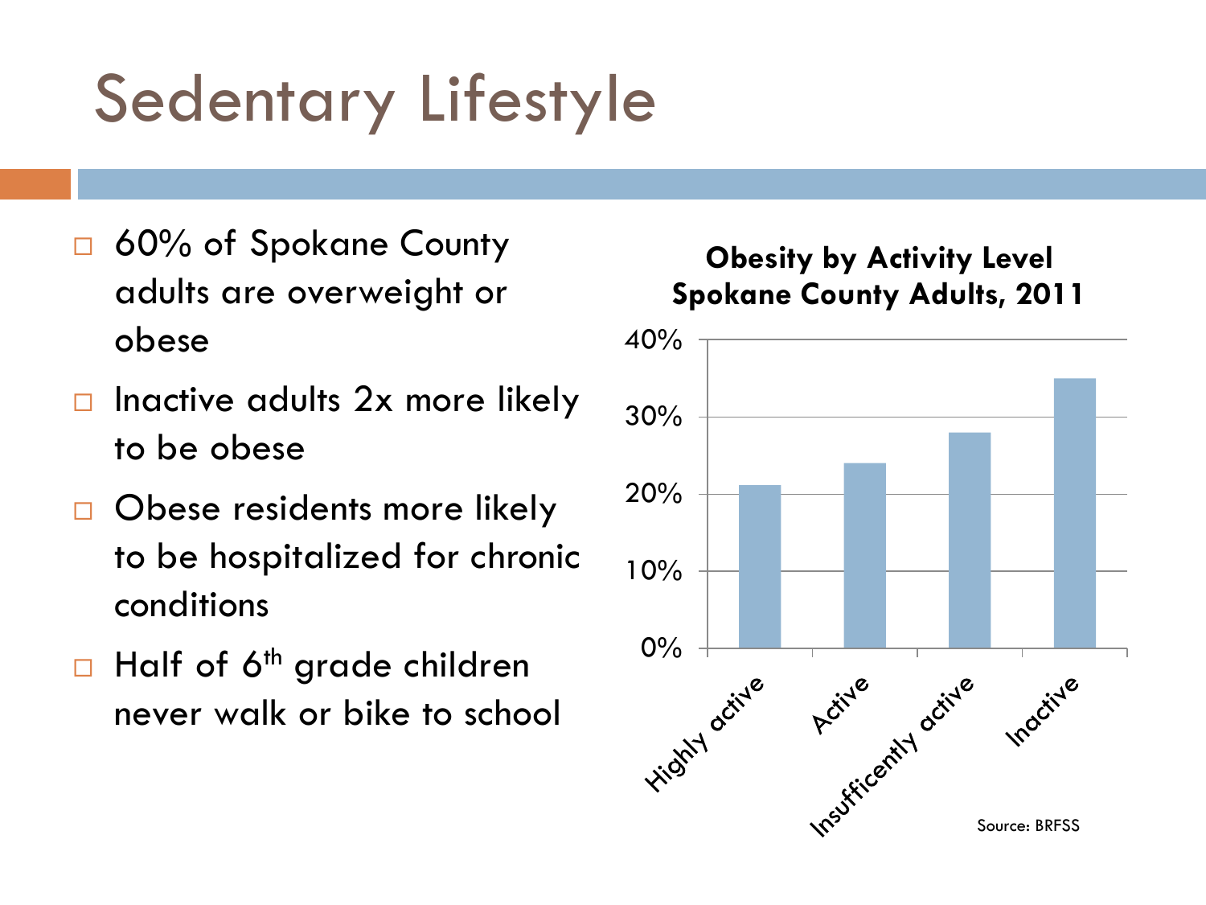# Sedentary Lifestyle

- 60% of Spokane County adults are overweight or obese
- Inactive adults 2x more likely to be obese
- Obese residents more likely to be hospitalized for chronic conditions
- Half of 6th grade children never walk or bike to school

**Obesity by Activity Level**
**Spokane County Adults, 2011**

| Activity Level | Obesity |
| --- | --- |
| Highly active | ~21% |
| Active | ~24% |
| Insufficently active | ~28% |
| Inactive | ~35% |

Source: BRFSS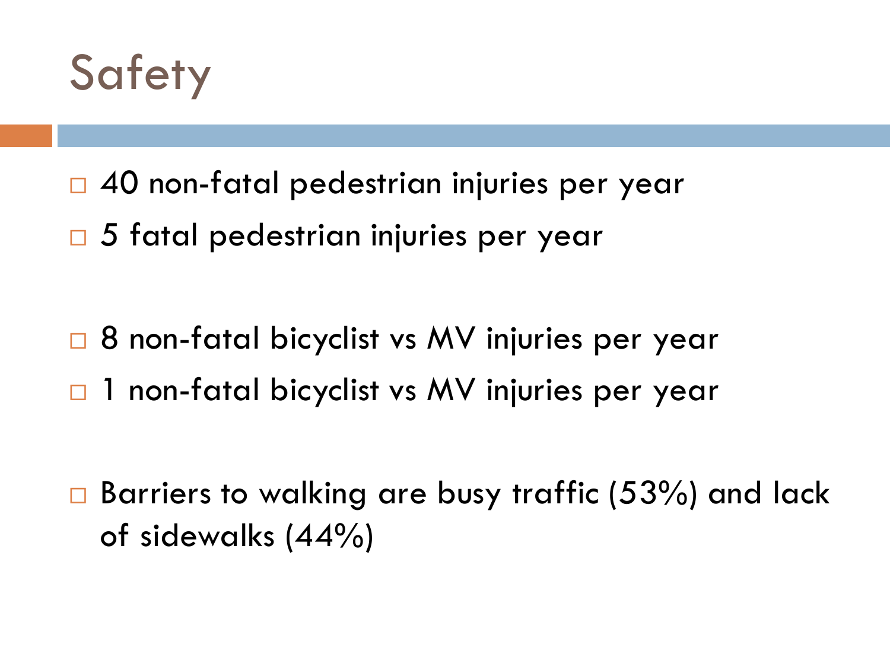# Safety

- 40 non-fatal pedestrian injuries per year
- 5 fatal pedestrian injuries per year

- 8 non-fatal bicyclist vs MV injuries per year
- 1 non-fatal bicyclist vs MV injuries per year

- Barriers to walking are busy traffic (53%) and lack of sidewalks (44%)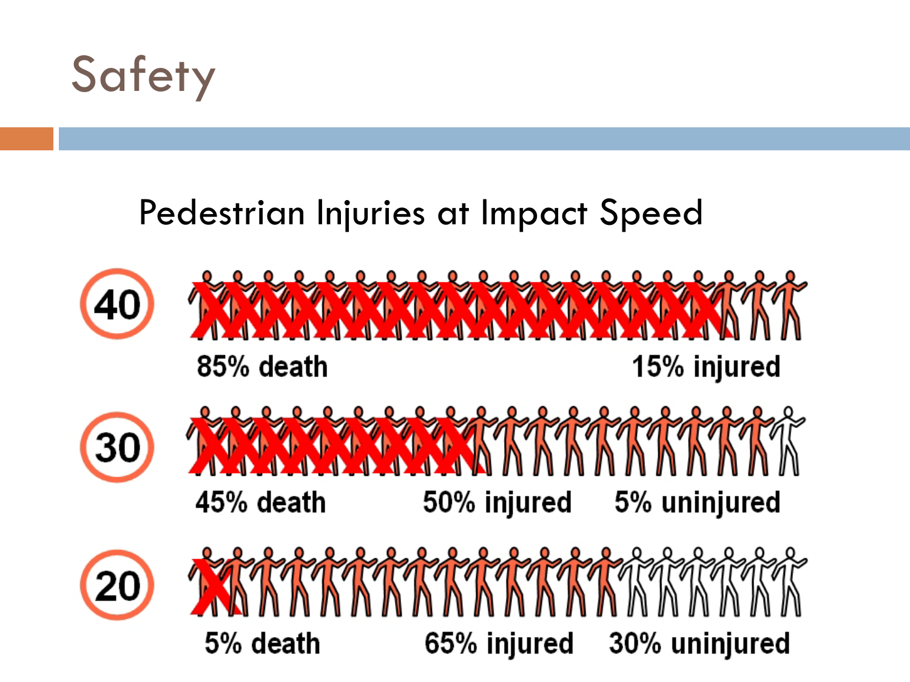# Safety

Pedestrian Injuries at Impact Speed

40

85% death 15% injured

30

45% death 50% injured 5% uninjured

20

5% death 65% injured 30% uninjured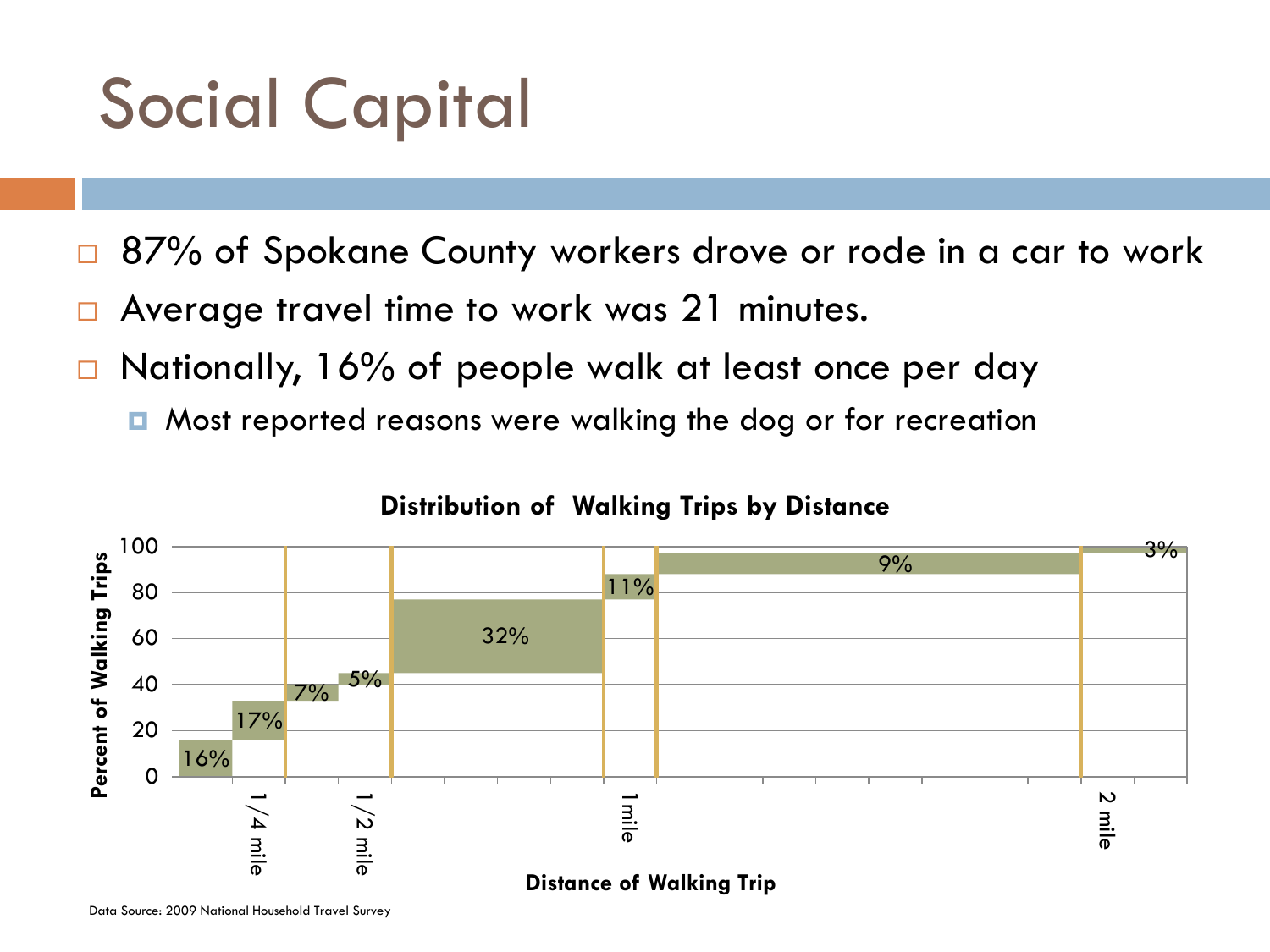# Social Capital

- 87% of Spokane County workers drove or rode in a car to work
- Average travel time to work was 21 minutes.
- Nationally, 16% of people walk at least once per day
  - Most reported reasons were walking the dog or for recreation

**Distribution of Walking Trips by Distance**

| Distance of Walking Trip | Percent of Walking Trips |
| --- | --- |
| up to 1/4 mile | 16% |
|  | 17% |
| 1/4 mile – 1/2 mile | 7% |
|  | 5% |
| 1/2 mile – 1 mile | 32% |
| 1 mile | 11% |
| up to 2 mile | 9% |
| 2 mile+ | 3% |

Data Source: 2009 National Household Travel Survey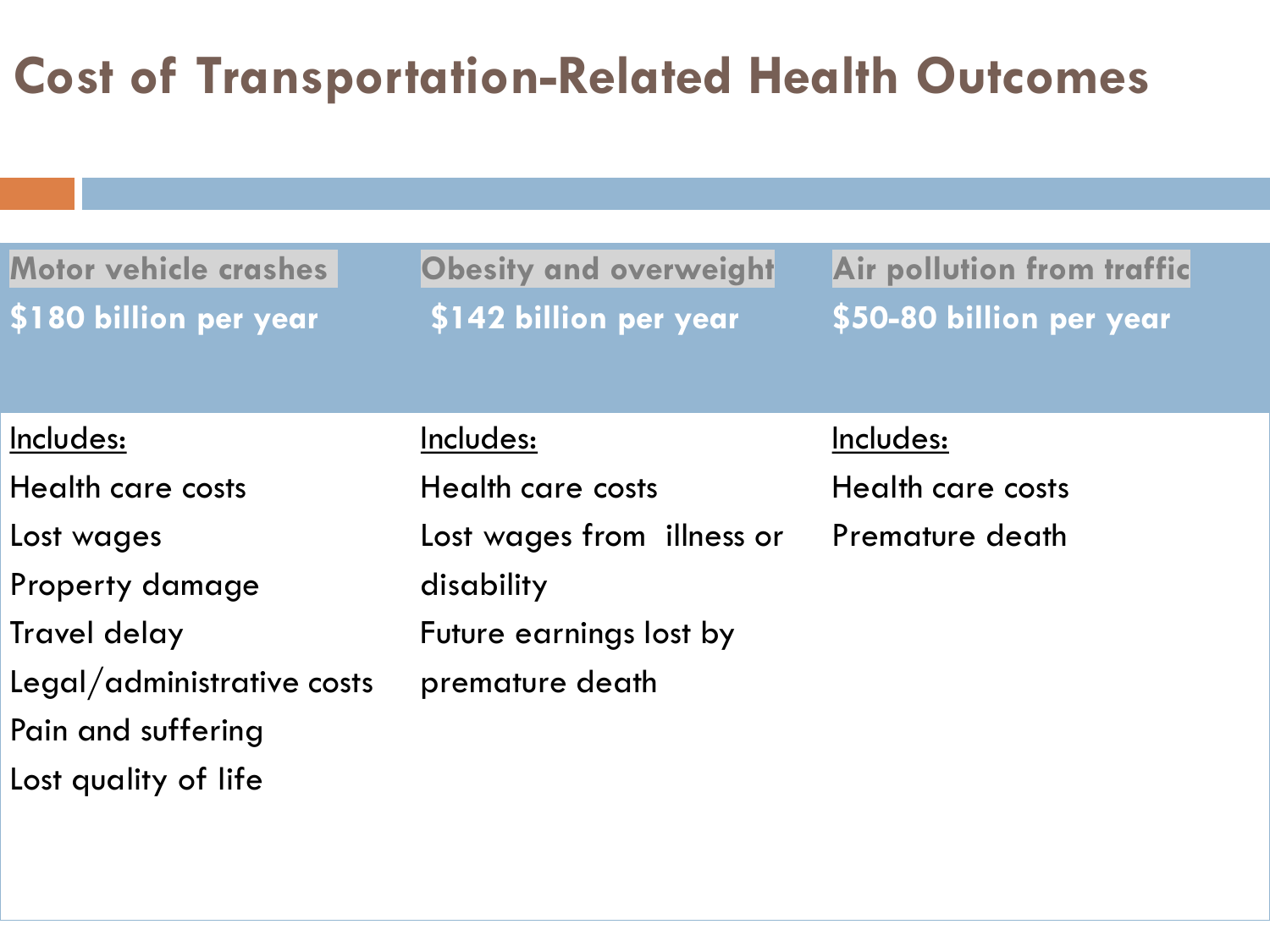# Cost of Transportation-Related Health Outcomes

| Motor vehicle crashes<br>**$180 billion per year** | Obesity and overweight<br>**$142 billion per year** | Air pollution from traffic<br>**$50-80 billion per year** |
|---|---|---|
| Includes:<br>Health care costs<br>Lost wages<br>Property damage<br>Travel delay<br>Legal/administrative costs<br>Pain and suffering<br>Lost quality of life | Includes:<br>Health care costs<br>Lost wages from illness or disability<br>Future earnings lost by premature death | Includes:<br>Health care costs<br>Premature death |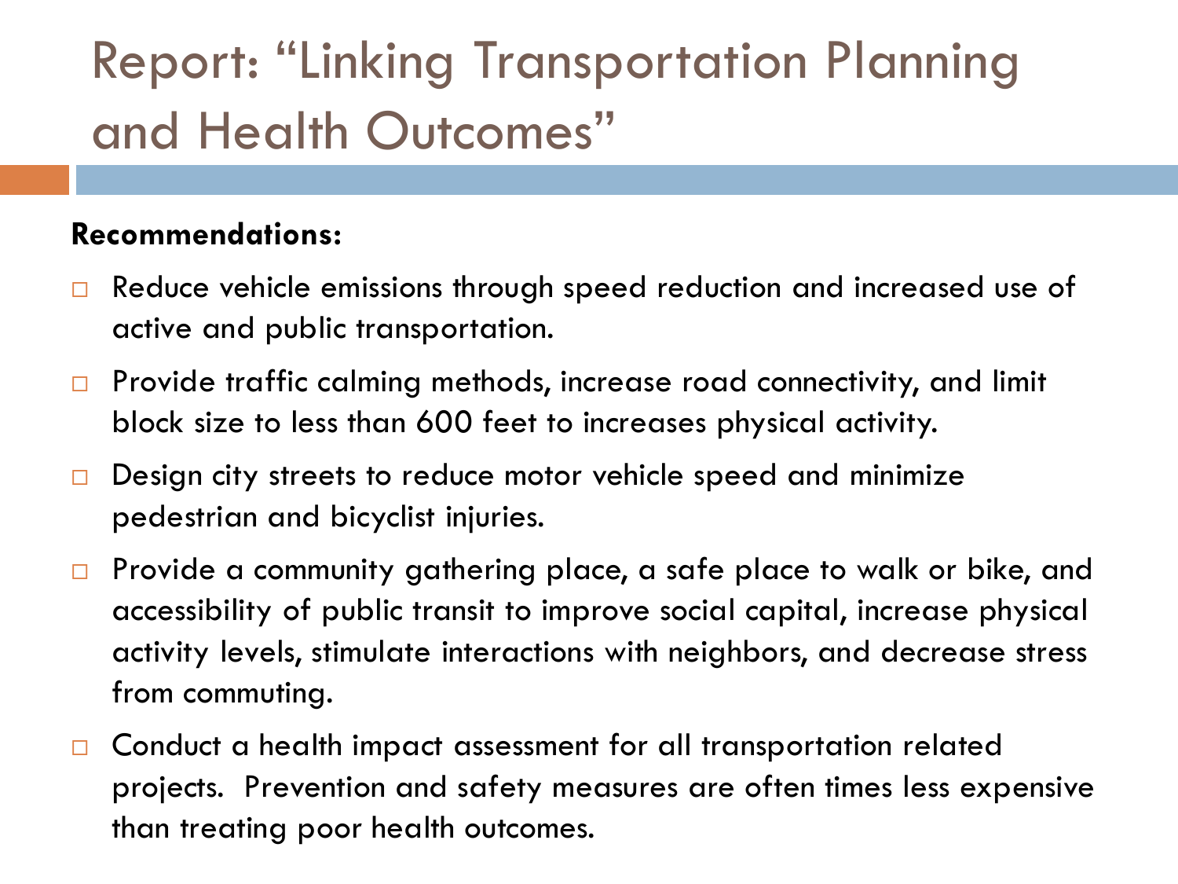# Report: "Linking Transportation Planning and Health Outcomes"

**Recommendations:**

- Reduce vehicle emissions through speed reduction and increased use of active and public transportation.
- Provide traffic calming methods, increase road connectivity, and limit block size to less than 600 feet to increases physical activity.
- Design city streets to reduce motor vehicle speed and minimize pedestrian and bicyclist injuries.
- Provide a community gathering place, a safe place to walk or bike, and accessibility of public transit to improve social capital, increase physical activity levels, stimulate interactions with neighbors, and decrease stress from commuting.
- Conduct a health impact assessment for all transportation related projects. Prevention and safety measures are often times less expensive than treating poor health outcomes.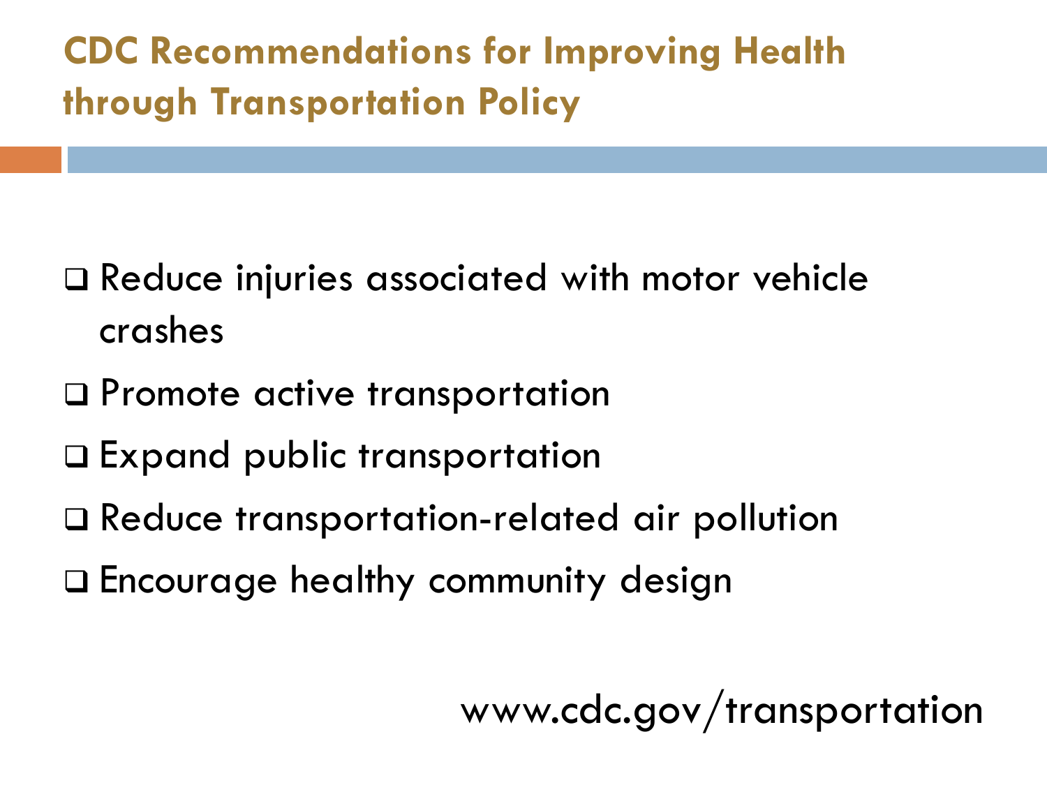# CDC Recommendations for Improving Health through Transportation Policy

- Reduce injuries associated with motor vehicle crashes
- Promote active transportation
- Expand public transportation
- Reduce transportation-related air pollution
- Encourage healthy community design

www.cdc.gov/transportation